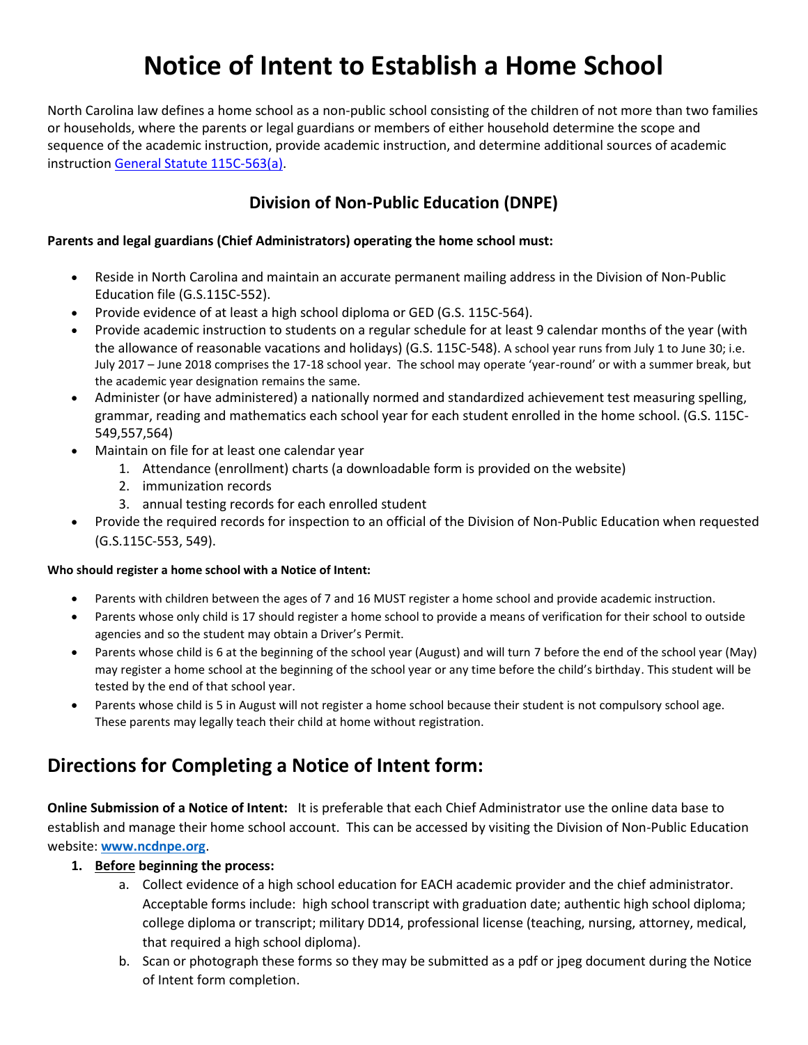# Notice of Intent to Establish a Home School

North Carolina law defines a home school as a non-public school consisting of the children of not more than two families or households, where the parents or legal guardians or members of either household determine the scope and sequence of the academic instruction, provide academic instruction, and determine additional sources of academic instruction [General Statute 115C-563(a)](#).

## Division of Non-Public Education (DNPE)

**Parents and legal guardians (Chief Administrators) operating the home school must:**

- Reside in North Carolina and maintain an accurate permanent mailing address in the Division of Non-Public Education file (G.S.115C-552).
- Provide evidence of at least a high school diploma or GED (G.S. 115C-564).
- Provide academic instruction to students on a regular schedule for at least 9 calendar months of the year (with the allowance of reasonable vacations and holidays) (G.S. 115C-548). A school year runs from July 1 to June 30; i.e. July 2017 – June 2018 comprises the 17-18 school year. The school may operate 'year-round' or with a summer break, but the academic year designation remains the same.
- Administer (or have administered) a nationally normed and standardized achievement test measuring spelling, grammar, reading and mathematics each school year for each student enrolled in the home school. (G.S. 115C-549,557,564)
- Maintain on file for at least one calendar year
    1. Attendance (enrollment) charts (a downloadable form is provided on the website)
    2. immunization records
    3. annual testing records for each enrolled student
- Provide the required records for inspection to an official of the Division of Non-Public Education when requested (G.S.115C-553, 549).

**Who should register a home school with a Notice of Intent:**

- Parents with children between the ages of 7 and 16 MUST register a home school and provide academic instruction.
- Parents whose only child is 17 should register a home school to provide a means of verification for their school to outside agencies and so the student may obtain a Driver's Permit.
- Parents whose child is 6 at the beginning of the school year (August) and will turn 7 before the end of the school year (May) may register a home school at the beginning of the school year or any time before the child's birthday. This student will be tested by the end of that school year.
- Parents whose child is 5 in August will not register a home school because their student is not compulsory school age. These parents may legally teach their child at home without registration.

## Directions for Completing a Notice of Intent form:

**Online Submission of a Notice of Intent:** It is preferable that each Chief Administrator use the online data base to establish and manage their home school account. This can be accessed by visiting the Division of Non-Public Education website: **[www.ncdnpe.org](www.ncdnpe.org)**.

1. **Before beginning the process:**
    a. Collect evidence of a high school education for EACH academic provider and the chief administrator. Acceptable forms include: high school transcript with graduation date; authentic high school diploma; college diploma or transcript; military DD14, professional license (teaching, nursing, attorney, medical, that required a high school diploma).
    b. Scan or photograph these forms so they may be submitted as a pdf or jpeg document during the Notice of Intent form completion.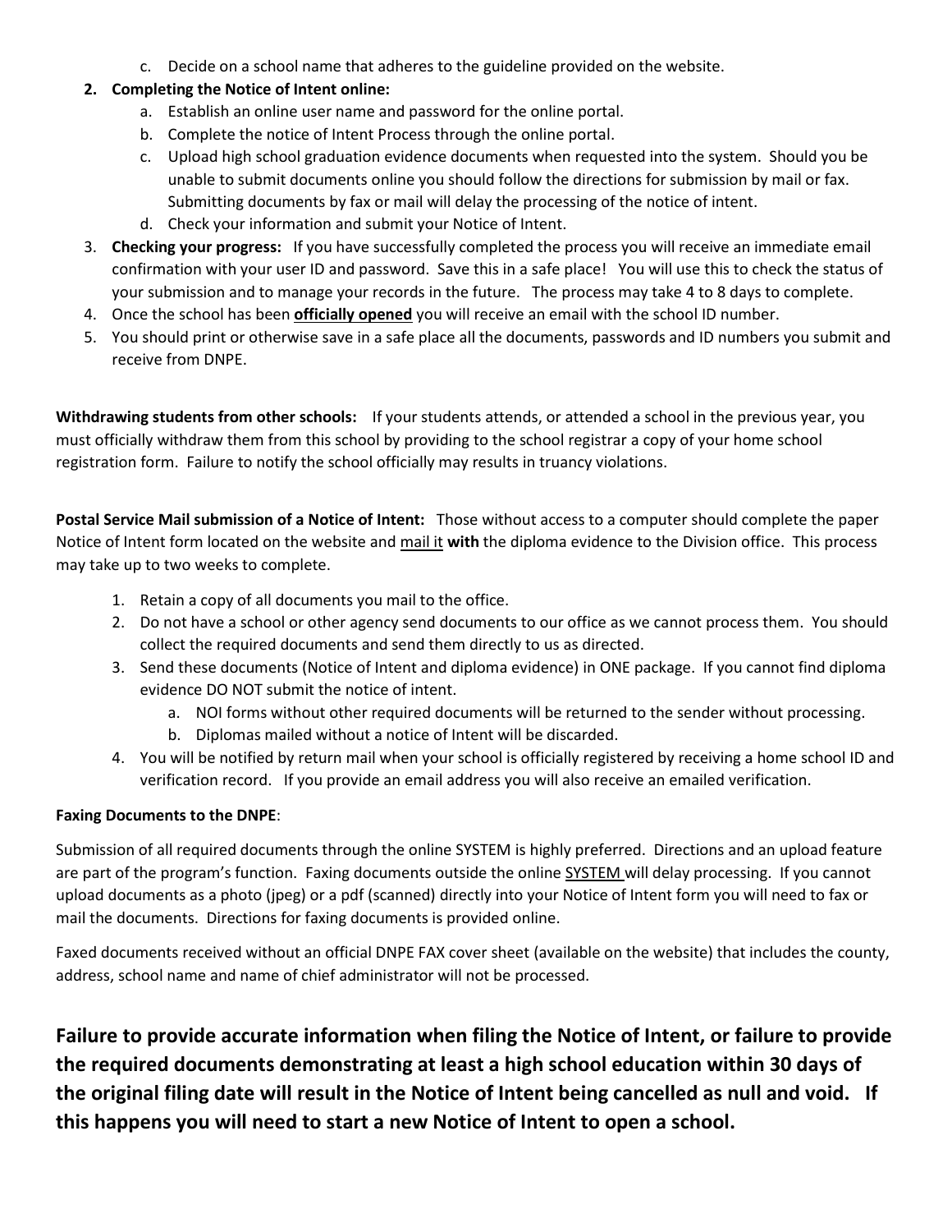c. Decide on a school name that adheres to the guideline provided on the website.

2. **Completing the Notice of Intent online:**
    a. Establish an online user name and password for the online portal.
    b. Complete the notice of Intent Process through the online portal.
    c. Upload high school graduation evidence documents when requested into the system. Should you be unable to submit documents online you should follow the directions for submission by mail or fax. Submitting documents by fax or mail will delay the processing of the notice of intent.
    d. Check your information and submit your Notice of Intent.
3. **Checking your progress:** If you have successfully completed the process you will receive an immediate email confirmation with your user ID and password. Save this in a safe place! You will use this to check the status of your submission and to manage your records in the future. The process may take 4 to 8 days to complete.
4. Once the school has been **<u>officially opened</u>** you will receive an email with the school ID number.
5. You should print or otherwise save in a safe place all the documents, passwords and ID numbers you submit and receive from DNPE.

**Withdrawing students from other schools:** If your students attends, or attended a school in the previous year, you must officially withdraw them from this school by providing to the school registrar a copy of your home school registration form. Failure to notify the school officially may results in truancy violations.

**Postal Service Mail submission of a Notice of Intent:** Those without access to a computer should complete the paper Notice of Intent form located on the website and <u>mail it</u> **with** the diploma evidence to the Division office. This process may take up to two weeks to complete.

1. Retain a copy of all documents you mail to the office.
2. Do not have a school or other agency send documents to our office as we cannot process them. You should collect the required documents and send them directly to us as directed.
3. Send these documents (Notice of Intent and diploma evidence) in ONE package. If you cannot find diploma evidence DO NOT submit the notice of intent.
    a. NOI forms without other required documents will be returned to the sender without processing.
    b. Diplomas mailed without a notice of Intent will be discarded.
4. You will be notified by return mail when your school is officially registered by receiving a home school ID and verification record. If you provide an email address you will also receive an emailed verification.

**Faxing Documents to the DNPE**:

Submission of all required documents through the online SYSTEM is highly preferred. Directions and an upload feature are part of the program's function. Faxing documents outside the online <u>SYSTEM</u> will delay processing. If you cannot upload documents as a photo (jpeg) or a pdf (scanned) directly into your Notice of Intent form you will need to fax or mail the documents. Directions for faxing documents is provided online.

Faxed documents received without an official DNPE FAX cover sheet (available on the website) that includes the county, address, school name and name of chief administrator will not be processed.

**Failure to provide accurate information when filing the Notice of Intent, or failure to provide the required documents demonstrating at least a high school education within 30 days of the original filing date will result in the Notice of Intent being cancelled as null and void. If this happens you will need to start a new Notice of Intent to open a school.**